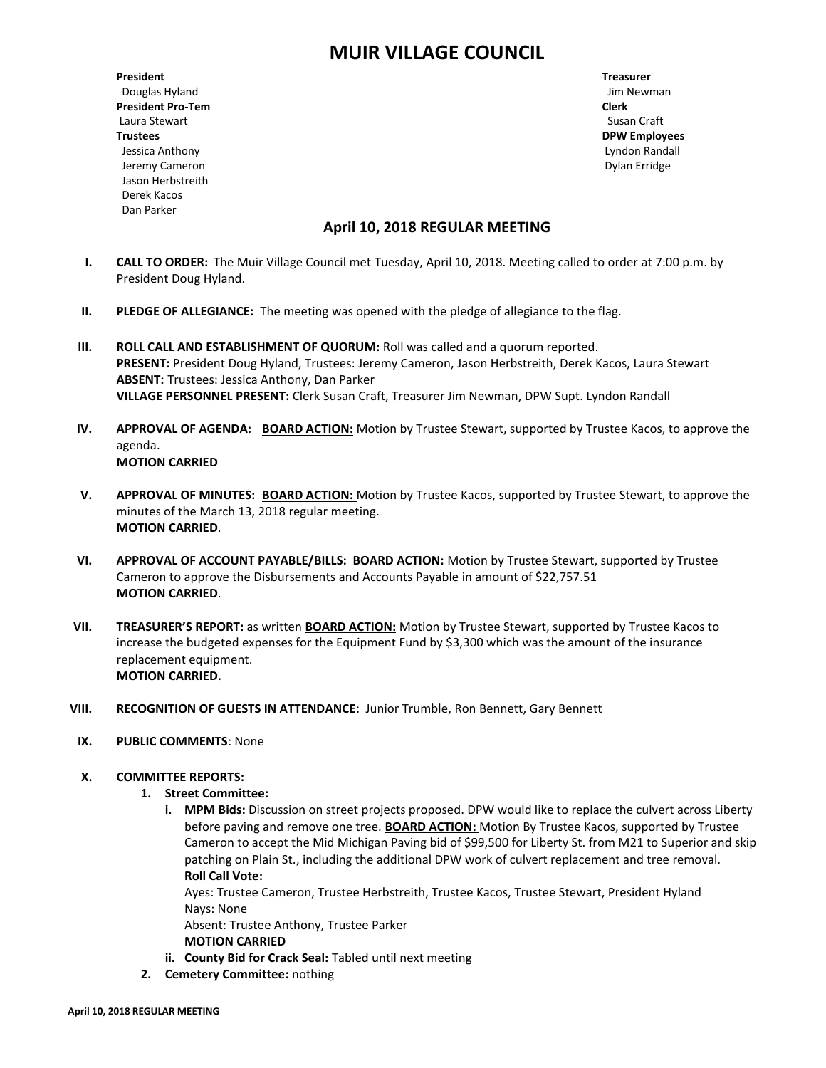# MUIR VILLAGE COUNCIL

**President**
Douglas Hyland
**President Pro-Tem**
Laura Stewart
**Trustees**
Jessica Anthony
Jeremy Cameron
Jason Herbstreith
Derek Kacos
Dan Parker

**Treasurer**
Jim Newman
**Clerk**
Susan Craft
**DPW Employees**
Lyndon Randall
Dylan Erridge

## April 10, 2018 REGULAR MEETING

I. **CALL TO ORDER:** The Muir Village Council met Tuesday, April 10, 2018. Meeting called to order at 7:00 p.m. by President Doug Hyland.

II. **PLEDGE OF ALLEGIANCE:** The meeting was opened with the pledge of allegiance to the flag.

III. **ROLL CALL AND ESTABLISHMENT OF QUORUM:** Roll was called and a quorum reported.
**PRESENT:** President Doug Hyland, Trustees: Jeremy Cameron, Jason Herbstreith, Derek Kacos, Laura Stewart
**ABSENT:** Trustees: Jessica Anthony, Dan Parker
**VILLAGE PERSONNEL PRESENT:** Clerk Susan Craft, Treasurer Jim Newman, DPW Supt. Lyndon Randall

IV. **APPROVAL OF AGENDA:** **BOARD ACTION:** Motion by Trustee Stewart, supported by Trustee Kacos, to approve the agenda.
**MOTION CARRIED**

V. **APPROVAL OF MINUTES:** **BOARD ACTION:** Motion by Trustee Kacos, supported by Trustee Stewart, to approve the minutes of the March 13, 2018 regular meeting.
**MOTION CARRIED**.

VI. **APPROVAL OF ACCOUNT PAYABLE/BILLS:** **BOARD ACTION:** Motion by Trustee Stewart, supported by Trustee Cameron to approve the Disbursements and Accounts Payable in amount of $22,757.51
**MOTION CARRIED**.

VII. **TREASURER'S REPORT:** as written **BOARD ACTION:** Motion by Trustee Stewart, supported by Trustee Kacos to increase the budgeted expenses for the Equipment Fund by $3,300 which was the amount of the insurance replacement equipment.
**MOTION CARRIED.**

VIII. **RECOGNITION OF GUESTS IN ATTENDANCE:** Junior Trumble, Ron Bennett, Gary Bennett

IX. **PUBLIC COMMENTS**: None

X. **COMMITTEE REPORTS:**
1. **Street Committee:**
   i. **MPM Bids:** Discussion on street projects proposed. DPW would like to replace the culvert across Liberty before paving and remove one tree. **BOARD ACTION:** Motion By Trustee Kacos, supported by Trustee Cameron to accept the Mid Michigan Paving bid of $99,500 for Liberty St. from M21 to Superior and skip patching on Plain St., including the additional DPW work of culvert replacement and tree removal.
   **Roll Call Vote:**
   Ayes: Trustee Cameron, Trustee Herbstreith, Trustee Kacos, Trustee Stewart, President Hyland
   Nays: None
   Absent: Trustee Anthony, Trustee Parker
   **MOTION CARRIED**
   ii. **County Bid for Crack Seal:** Tabled until next meeting
2. **Cemetery Committee:** nothing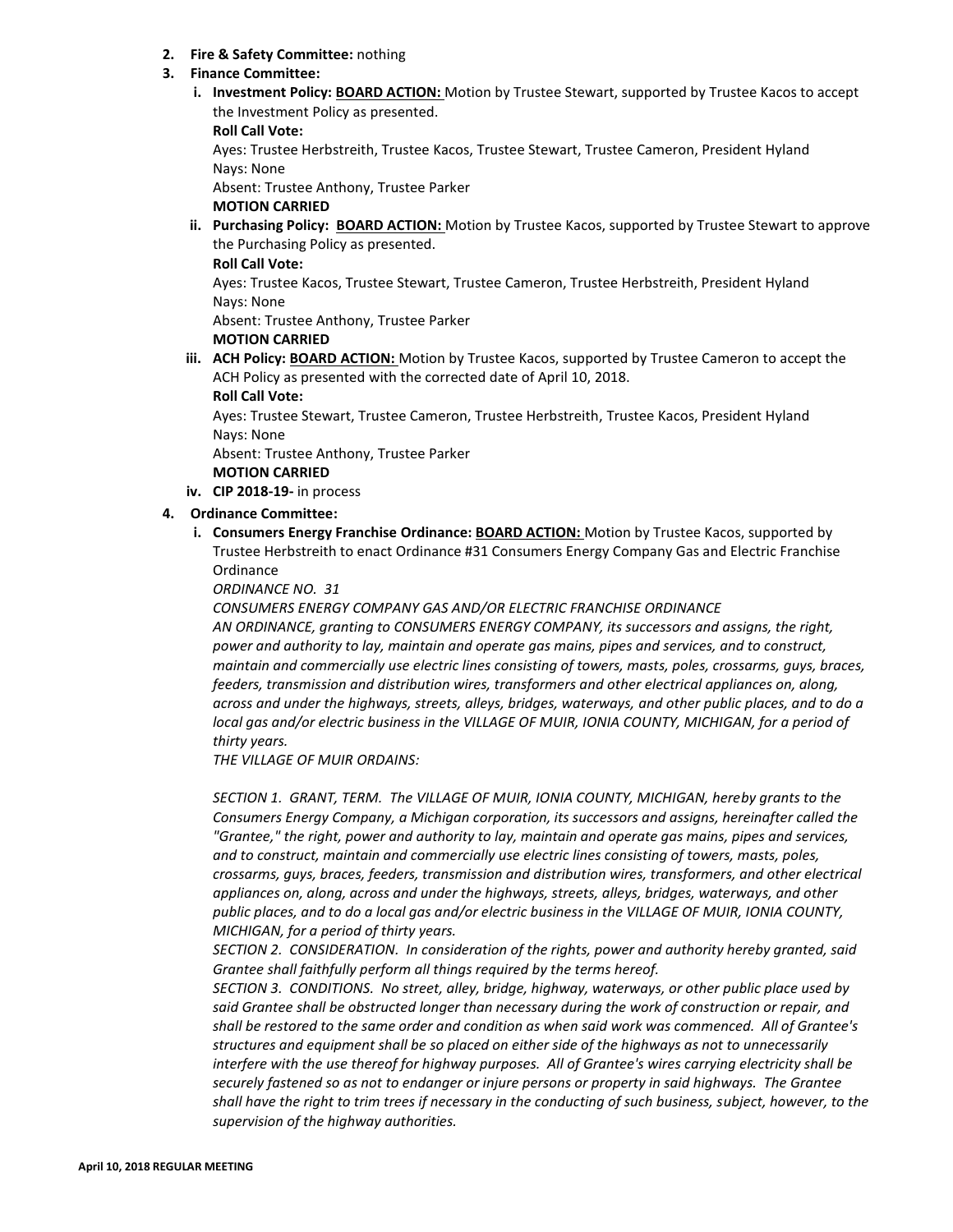2. **Fire & Safety Committee:** nothing
3. **Finance Committee:**
   i. **Investment Policy: <u>BOARD ACTION:</u>** Motion by Trustee Stewart, supported by Trustee Kacos to accept the Investment Policy as presented.
   **Roll Call Vote:**
   Ayes: Trustee Herbstreith, Trustee Kacos, Trustee Stewart, Trustee Cameron, President Hyland
   Nays: None
   Absent: Trustee Anthony, Trustee Parker
   **MOTION CARRIED**
   ii. **Purchasing Policy: <u>BOARD ACTION:</u>** Motion by Trustee Kacos, supported by Trustee Stewart to approve the Purchasing Policy as presented.
   **Roll Call Vote:**
   Ayes: Trustee Kacos, Trustee Stewart, Trustee Cameron, Trustee Herbstreith, President Hyland
   Nays: None
   Absent: Trustee Anthony, Trustee Parker
   **MOTION CARRIED**
   iii. **ACH Policy: <u>BOARD ACTION:</u>** Motion by Trustee Kacos, supported by Trustee Cameron to accept the ACH Policy as presented with the corrected date of April 10, 2018.
   **Roll Call Vote:**
   Ayes: Trustee Stewart, Trustee Cameron, Trustee Herbstreith, Trustee Kacos, President Hyland
   Nays: None
   Absent: Trustee Anthony, Trustee Parker
   **MOTION CARRIED**
   iv. **CIP 2018-19-** in process
4. **Ordinance Committee:**
   i. **Consumers Energy Franchise Ordinance: <u>BOARD ACTION:</u>** Motion by Trustee Kacos, supported by Trustee Herbstreith to enact Ordinance #31 Consumers Energy Company Gas and Electric Franchise Ordinance

   *ORDINANCE NO. 31*

   *CONSUMERS ENERGY COMPANY GAS AND/OR ELECTRIC FRANCHISE ORDINANCE*

   *AN ORDINANCE, granting to CONSUMERS ENERGY COMPANY, its successors and assigns, the right, power and authority to lay, maintain and operate gas mains, pipes and services, and to construct, maintain and commercially use electric lines consisting of towers, masts, poles, crossarms, guys, braces, feeders, transmission and distribution wires, transformers and other electrical appliances on, along, across and under the highways, streets, alleys, bridges, waterways, and other public places, and to do a local gas and/or electric business in the VILLAGE OF MUIR, IONIA COUNTY, MICHIGAN, for a period of thirty years.*

   *THE VILLAGE OF MUIR ORDAINS:*

   *SECTION 1. GRANT, TERM. The VILLAGE OF MUIR, IONIA COUNTY, MICHIGAN, hereby grants to the Consumers Energy Company, a Michigan corporation, its successors and assigns, hereinafter called the "Grantee," the right, power and authority to lay, maintain and operate gas mains, pipes and services, and to construct, maintain and commercially use electric lines consisting of towers, masts, poles, crossarms, guys, braces, feeders, transmission and distribution wires, transformers, and other electrical appliances on, along, across and under the highways, streets, alleys, bridges, waterways, and other public places, and to do a local gas and/or electric business in the VILLAGE OF MUIR, IONIA COUNTY, MICHIGAN, for a period of thirty years.*

   *SECTION 2. CONSIDERATION. In consideration of the rights, power and authority hereby granted, said Grantee shall faithfully perform all things required by the terms hereof.*

   *SECTION 3. CONDITIONS. No street, alley, bridge, highway, waterways, or other public place used by said Grantee shall be obstructed longer than necessary during the work of construction or repair, and shall be restored to the same order and condition as when said work was commenced. All of Grantee's structures and equipment shall be so placed on either side of the highways as not to unnecessarily interfere with the use thereof for highway purposes. All of Grantee's wires carrying electricity shall be securely fastened so as not to endanger or injure persons or property in said highways. The Grantee shall have the right to trim trees if necessary in the conducting of such business, subject, however, to the supervision of the highway authorities.*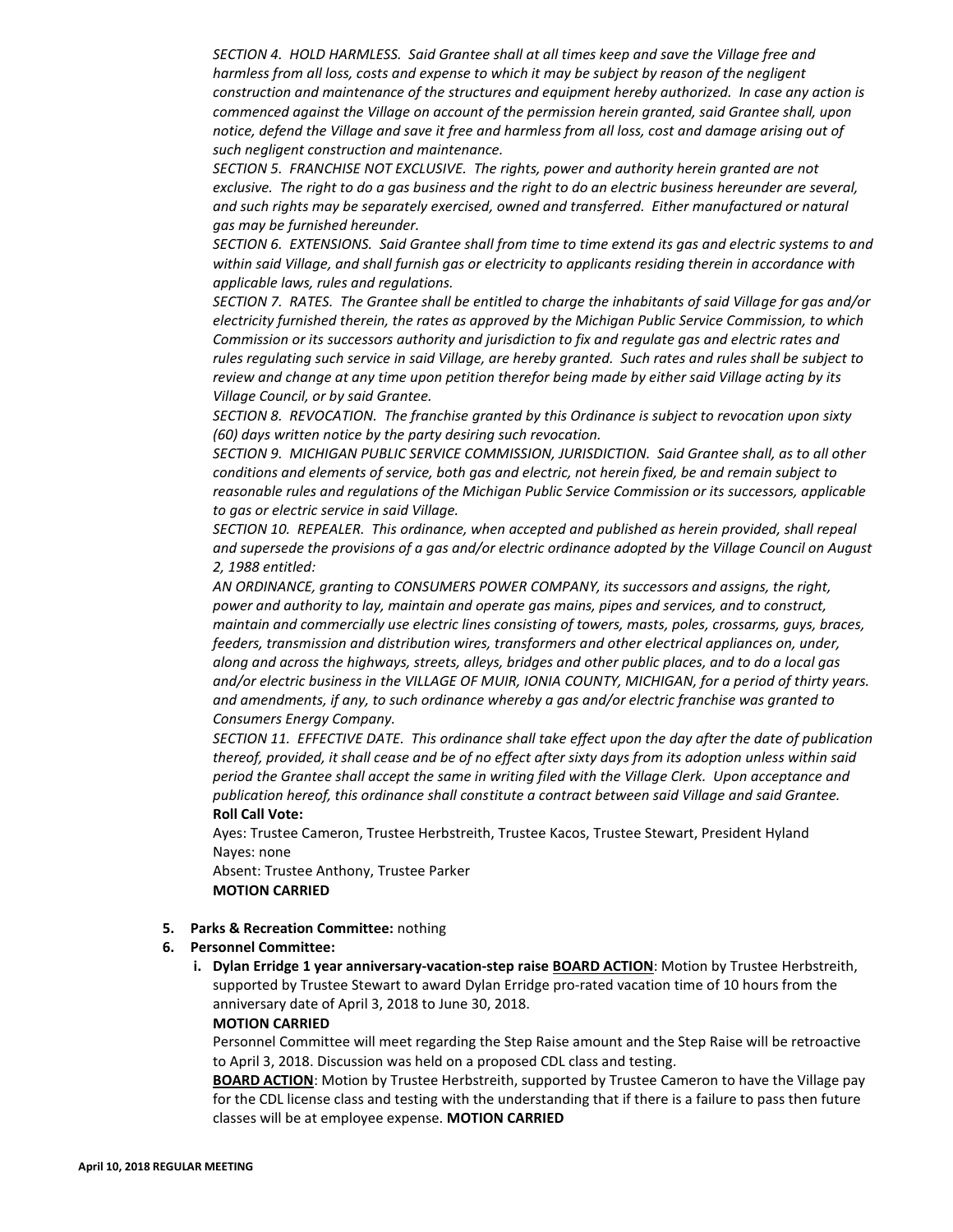*SECTION 4. HOLD HARMLESS. Said Grantee shall at all times keep and save the Village free and harmless from all loss, costs and expense to which it may be subject by reason of the negligent construction and maintenance of the structures and equipment hereby authorized. In case any action is commenced against the Village on account of the permission herein granted, said Grantee shall, upon notice, defend the Village and save it free and harmless from all loss, cost and damage arising out of such negligent construction and maintenance.*

*SECTION 5. FRANCHISE NOT EXCLUSIVE. The rights, power and authority herein granted are not exclusive. The right to do a gas business and the right to do an electric business hereunder are several, and such rights may be separately exercised, owned and transferred. Either manufactured or natural gas may be furnished hereunder.*

*SECTION 6. EXTENSIONS. Said Grantee shall from time to time extend its gas and electric systems to and within said Village, and shall furnish gas or electricity to applicants residing therein in accordance with applicable laws, rules and regulations.*

*SECTION 7. RATES. The Grantee shall be entitled to charge the inhabitants of said Village for gas and/or electricity furnished therein, the rates as approved by the Michigan Public Service Commission, to which Commission or its successors authority and jurisdiction to fix and regulate gas and electric rates and rules regulating such service in said Village, are hereby granted. Such rates and rules shall be subject to review and change at any time upon petition therefor being made by either said Village acting by its Village Council, or by said Grantee.*

*SECTION 8. REVOCATION. The franchise granted by this Ordinance is subject to revocation upon sixty (60) days written notice by the party desiring such revocation.*

*SECTION 9. MICHIGAN PUBLIC SERVICE COMMISSION, JURISDICTION. Said Grantee shall, as to all other conditions and elements of service, both gas and electric, not herein fixed, be and remain subject to reasonable rules and regulations of the Michigan Public Service Commission or its successors, applicable to gas or electric service in said Village.*

*SECTION 10. REPEALER. This ordinance, when accepted and published as herein provided, shall repeal and supersede the provisions of a gas and/or electric ordinance adopted by the Village Council on August 2, 1988 entitled:*

*AN ORDINANCE, granting to CONSUMERS POWER COMPANY, its successors and assigns, the right, power and authority to lay, maintain and operate gas mains, pipes and services, and to construct, maintain and commercially use electric lines consisting of towers, masts, poles, crossarms, guys, braces, feeders, transmission and distribution wires, transformers and other electrical appliances on, under, along and across the highways, streets, alleys, bridges and other public places, and to do a local gas and/or electric business in the VILLAGE OF MUIR, IONIA COUNTY, MICHIGAN, for a period of thirty years. and amendments, if any, to such ordinance whereby a gas and/or electric franchise was granted to Consumers Energy Company.*

*SECTION 11. EFFECTIVE DATE. This ordinance shall take effect upon the day after the date of publication thereof, provided, it shall cease and be of no effect after sixty days from its adoption unless within said period the Grantee shall accept the same in writing filed with the Village Clerk. Upon acceptance and publication hereof, this ordinance shall constitute a contract between said Village and said Grantee.*

**Roll Call Vote:**

Ayes: Trustee Cameron, Trustee Herbstreith, Trustee Kacos, Trustee Stewart, President Hyland
Nayes: none
Absent: Trustee Anthony, Trustee Parker
**MOTION CARRIED**

5. **Parks & Recreation Committee:** nothing
6. **Personnel Committee:**
   i. **Dylan Erridge 1 year anniversary-vacation-step raise** **BOARD ACTION**: Motion by Trustee Herbstreith, supported by Trustee Stewart to award Dylan Erridge pro-rated vacation time of 10 hours from the anniversary date of April 3, 2018 to June 30, 2018.
   **MOTION CARRIED**
   Personnel Committee will meet regarding the Step Raise amount and the Step Raise will be retroactive to April 3, 2018. Discussion was held on a proposed CDL class and testing.
   **BOARD ACTION**: Motion by Trustee Herbstreith, supported by Trustee Cameron to have the Village pay for the CDL license class and testing with the understanding that if there is a failure to pass then future classes will be at employee expense. **MOTION CARRIED**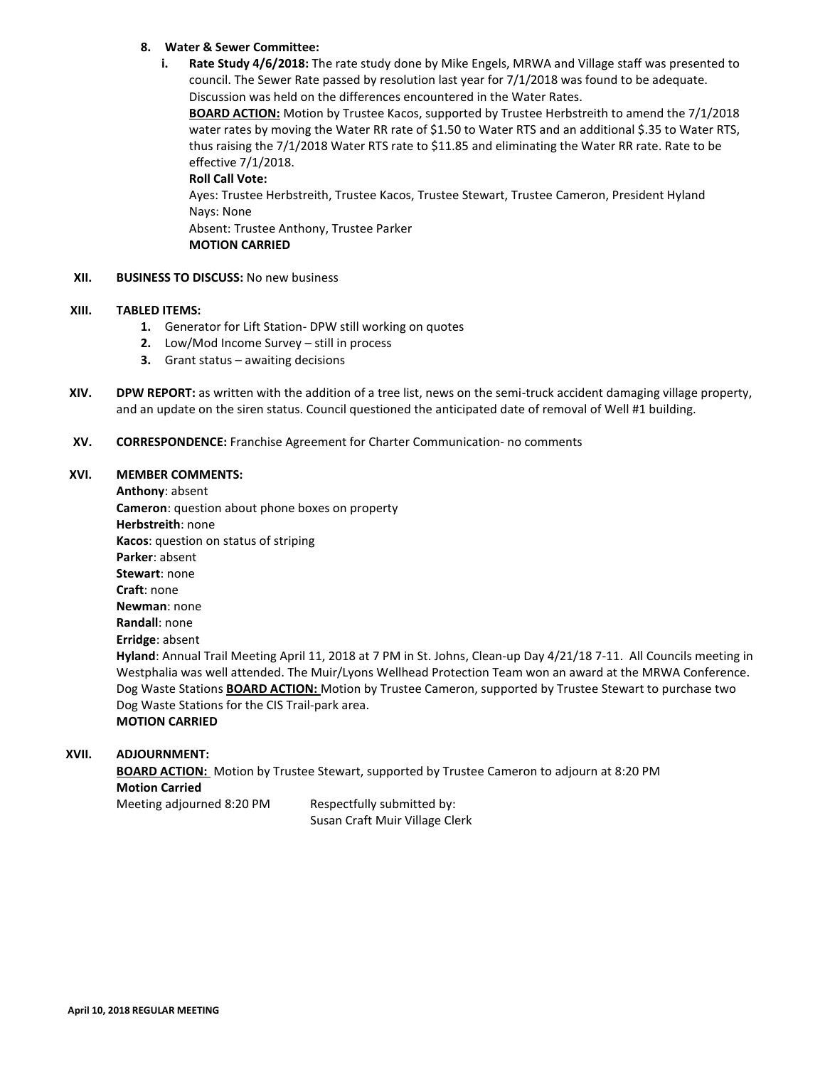8. **Water & Sewer Committee:**
   i. **Rate Study 4/6/2018:** The rate study done by Mike Engels, MRWA and Village staff was presented to council. The Sewer Rate passed by resolution last year for 7/1/2018 was found to be adequate. Discussion was held on the differences encountered in the Water Rates.
   **BOARD ACTION:** Motion by Trustee Kacos, supported by Trustee Herbstreith to amend the 7/1/2018 water rates by moving the Water RR rate of $1.50 to Water RTS and an additional $.35 to Water RTS, thus raising the 7/1/2018 Water RTS rate to $11.85 and eliminating the Water RR rate. Rate to be effective 7/1/2018.
   **Roll Call Vote:**
   Ayes: Trustee Herbstreith, Trustee Kacos, Trustee Stewart, Trustee Cameron, President Hyland
   Nays: None
   Absent: Trustee Anthony, Trustee Parker
   **MOTION CARRIED**

**XII. BUSINESS TO DISCUSS:** No new business

**XIII. TABLED ITEMS:**

1. Generator for Lift Station- DPW still working on quotes
2. Low/Mod Income Survey – still in process
3. Grant status – awaiting decisions

**XIV. DPW REPORT:** as written with the addition of a tree list, news on the semi-truck accident damaging village property, and an update on the siren status. Council questioned the anticipated date of removal of Well #1 building.

**XV. CORRESPONDENCE:** Franchise Agreement for Charter Communication- no comments

**XVI. MEMBER COMMENTS:**

**Anthony**: absent
**Cameron**: question about phone boxes on property
**Herbstreith**: none
**Kacos**: question on status of striping
**Parker**: absent
**Stewart**: none
**Craft**: none
**Newman**: none
**Randall**: none
**Erridge**: absent
**Hyland**: Annual Trail Meeting April 11, 2018 at 7 PM in St. Johns, Clean-up Day 4/21/18 7-11. All Councils meeting in Westphalia was well attended. The Muir/Lyons Wellhead Protection Team won an award at the MRWA Conference. Dog Waste Stations **BOARD ACTION:** Motion by Trustee Cameron, supported by Trustee Stewart to purchase two Dog Waste Stations for the CIS Trail-park area.
**MOTION CARRIED**

**XVII. ADJOURNMENT:**

**BOARD ACTION:** Motion by Trustee Stewart, supported by Trustee Cameron to adjourn at 8:20 PM
**Motion Carried**
Meeting adjourned 8:20 PM

Respectfully submitted by:
Susan Craft Muir Village Clerk